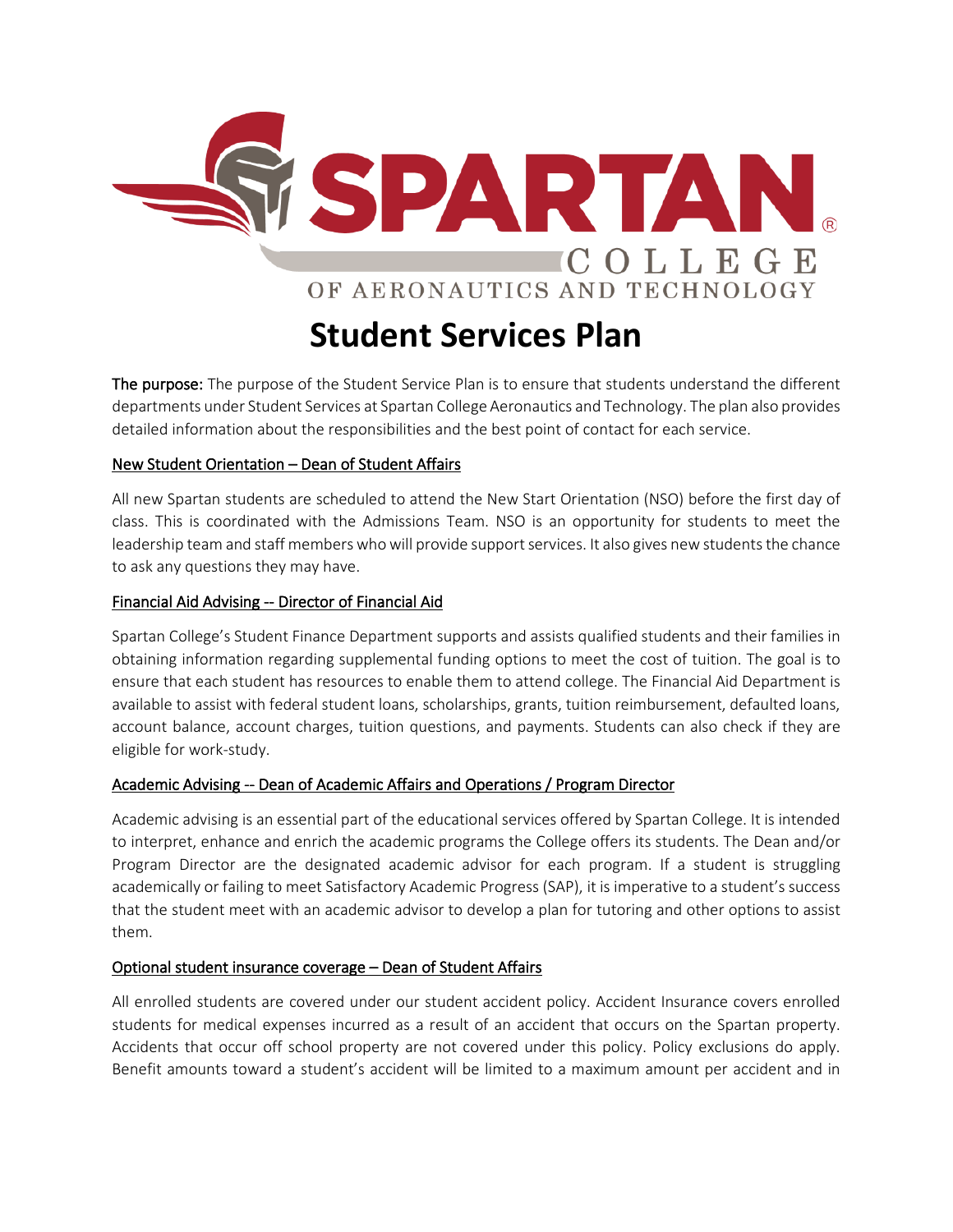# Student Services Plan

**The purpose:** The purpose of the Student Service Plan is to ensure that students understand the different departments under Student Services at Spartan College Aeronautics and Technology. The plan also provides detailed information about the responsibilities and the best point of contact for each service.

## New Student Orientation – Dean of Student Affairs

All new Spartan students are scheduled to attend the New Start Orientation (NSO) before the first day of class. This is coordinated with the Admissions Team. NSO is an opportunity for students to meet the leadership team and staff members who will provide support services. It also gives new students the chance to ask any questions they may have.

## Financial Aid Advising -- Director of Financial Aid

Spartan College's Student Finance Department supports and assists qualified students and their families in obtaining information regarding supplemental funding options to meet the cost of tuition. The goal is to ensure that each student has resources to enable them to attend college. The Financial Aid Department is available to assist with federal student loans, scholarships, grants, tuition reimbursement, defaulted loans, account balance, account charges, tuition questions, and payments. Students can also check if they are eligible for work-study.

## Academic Advising -- Dean of Academic Affairs and Operations / Program Director

Academic advising is an essential part of the educational services offered by Spartan College. It is intended to interpret, enhance and enrich the academic programs the College offers its students. The Dean and/or Program Director are the designated academic advisor for each program. If a student is struggling academically or failing to meet Satisfactory Academic Progress (SAP), it is imperative to a student's success that the student meet with an academic advisor to develop a plan for tutoring and other options to assist them.

## Optional student insurance coverage – Dean of Student Affairs

All enrolled students are covered under our student accident policy. Accident Insurance covers enrolled students for medical expenses incurred as a result of an accident that occurs on the Spartan property. Accidents that occur off school property are not covered under this policy. Policy exclusions do apply. Benefit amounts toward a student's accident will be limited to a maximum amount per accident and in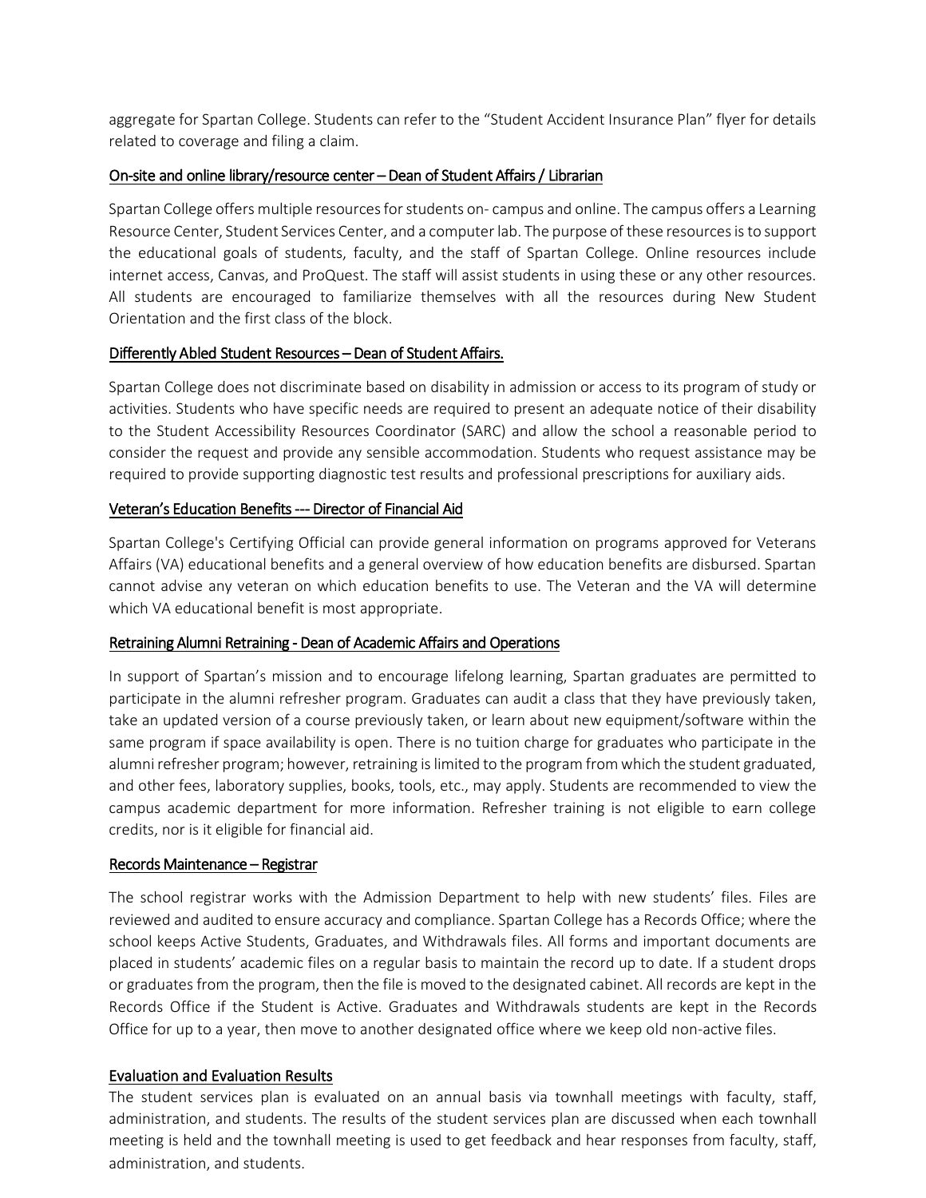aggregate for Spartan College. Students can refer to the "Student Accident Insurance Plan" flyer for details related to coverage and filing a claim.

<u>On-site and online library/resource center – Dean of Student Affairs / Librarian</u>

Spartan College offers multiple resources for students on- campus and online. The campus offers a Learning Resource Center, Student Services Center, and a computer lab. The purpose of these resources is to support the educational goals of students, faculty, and the staff of Spartan College. Online resources include internet access, Canvas, and ProQuest. The staff will assist students in using these or any other resources. All students are encouraged to familiarize themselves with all the resources during New Student Orientation and the first class of the block.

<u>Differently Abled Student Resources – Dean of Student Affairs.</u>

Spartan College does not discriminate based on disability in admission or access to its program of study or activities. Students who have specific needs are required to present an adequate notice of their disability to the Student Accessibility Resources Coordinator (SARC) and allow the school a reasonable period to consider the request and provide any sensible accommodation. Students who request assistance may be required to provide supporting diagnostic test results and professional prescriptions for auxiliary aids.

<u>Veteran's Education Benefits --- Director of Financial Aid</u>

Spartan College's Certifying Official can provide general information on programs approved for Veterans Affairs (VA) educational benefits and a general overview of how education benefits are disbursed. Spartan cannot advise any veteran on which education benefits to use. The Veteran and the VA will determine which VA educational benefit is most appropriate.

<u>Retraining Alumni Retraining - Dean of Academic Affairs and Operations</u>

In support of Spartan's mission and to encourage lifelong learning, Spartan graduates are permitted to participate in the alumni refresher program. Graduates can audit a class that they have previously taken, take an updated version of a course previously taken, or learn about new equipment/software within the same program if space availability is open. There is no tuition charge for graduates who participate in the alumni refresher program; however, retraining is limited to the program from which the student graduated, and other fees, laboratory supplies, books, tools, etc., may apply. Students are recommended to view the campus academic department for more information. Refresher training is not eligible to earn college credits, nor is it eligible for financial aid.

<u>Records Maintenance – Registrar</u>

The school registrar works with the Admission Department to help with new students' files. Files are reviewed and audited to ensure accuracy and compliance. Spartan College has a Records Office; where the school keeps Active Students, Graduates, and Withdrawals files. All forms and important documents are placed in students' academic files on a regular basis to maintain the record up to date. If a student drops or graduates from the program, then the file is moved to the designated cabinet. All records are kept in the Records Office if the Student is Active. Graduates and Withdrawals students are kept in the Records Office for up to a year, then move to another designated office where we keep old non-active files.

<u>Evaluation and Evaluation Results</u>

The student services plan is evaluated on an annual basis via townhall meetings with faculty, staff, administration, and students. The results of the student services plan are discussed when each townhall meeting is held and the townhall meeting is used to get feedback and hear responses from faculty, staff, administration, and students.